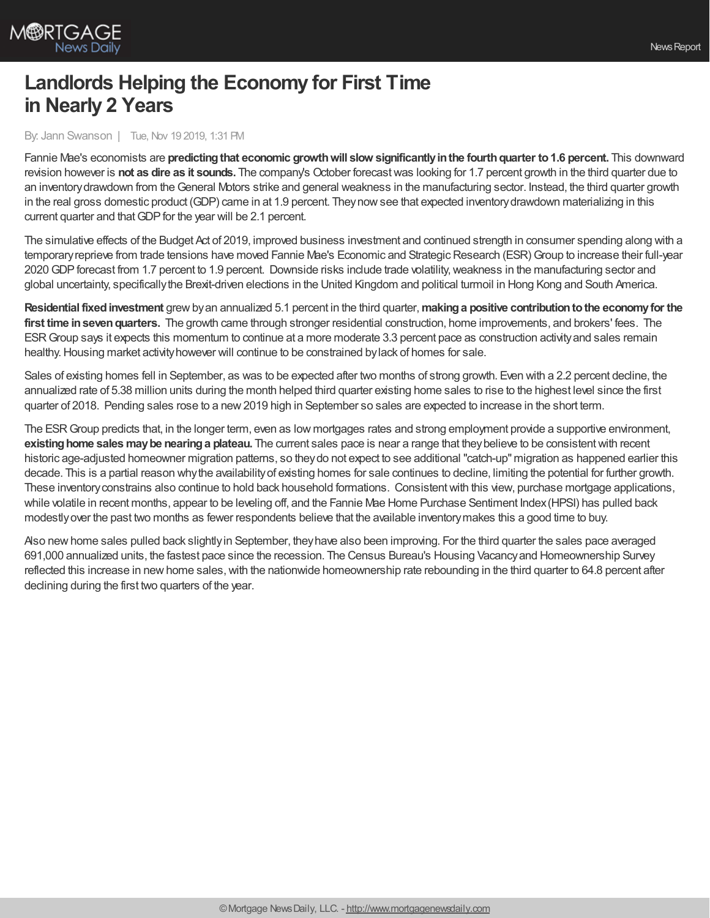# Landlords Helping the Economy for First Time in Nearly 2 Years

By: Jann Swanson | Tue, Nov 19 2019, 1:31 PM

Fannie Mae's economists are **predicting that economic growth will slow significantly in the fourth quarter to 1.6 percent.** This downward revision however is **not as dire as it sounds.** The company's October forecast was looking for 1.7 percent growth in the third quarter due to an inventory drawdown from the General Motors strike and general weakness in the manufacturing sector. Instead, the third quarter growth in the real gross domestic product (GDP) came in at 1.9 percent. They now see that expected inventory drawdown materializing in this current quarter and that GDP for the year will be 2.1 percent.

The simulative effects of the Budget Act of 2019, improved business investment and continued strength in consumer spending along with a temporary reprieve from trade tensions have moved Fannie Mae's Economic and Strategic Research (ESR) Group to increase their full-year 2020 GDP forecast from 1.7 percent to 1.9 percent. Downside risks include trade volatility, weakness in the manufacturing sector and global uncertainty, specifically the Brexit-driven elections in the United Kingdom and political turmoil in Hong Kong and South America.

**Residential fixed investment** grew by an annualized 5.1 percent in the third quarter, **making a positive contribution to the economy for the first time in seven quarters.** The growth came through stronger residential construction, home improvements, and brokers' fees. The ESR Group says it expects this momentum to continue at a more moderate 3.3 percent pace as construction activity and sales remain healthy. Housing market activity however will continue to be constrained by lack of homes for sale.

Sales of existing homes fell in September, as was to be expected after two months of strong growth. Even with a 2.2 percent decline, the annualized rate of 5.38 million units during the month helped third quarter existing home sales to rise to the highest level since the first quarter of 2018. Pending sales rose to a new 2019 high in September so sales are expected to increase in the short term.

The ESR Group predicts that, in the longer term, even as low mortgages rates and strong employment provide a supportive environment, **existing home sales may be nearing a plateau.** The current sales pace is near a range that they believe to be consistent with recent historic age-adjusted homeowner migration patterns, so they do not expect to see additional "catch-up" migration as happened earlier this decade. This is a partial reason why the availability of existing homes for sale continues to decline, limiting the potential for further growth. These inventory constrains also continue to hold back household formations. Consistent with this view, purchase mortgage applications, while volatile in recent months, appear to be leveling off, and the Fannie Mae Home Purchase Sentiment Index (HPSI) has pulled back modestly over the past two months as fewer respondents believe that the available inventory makes this a good time to buy.

Also new home sales pulled back slightly in September, they have also been improving. For the third quarter the sales pace averaged 691,000 annualized units, the fastest pace since the recession. The Census Bureau's Housing Vacancy and Homeownership Survey reflected this increase in new home sales, with the nationwide homeownership rate rebounding in the third quarter to 64.8 percent after declining during the first two quarters of the year.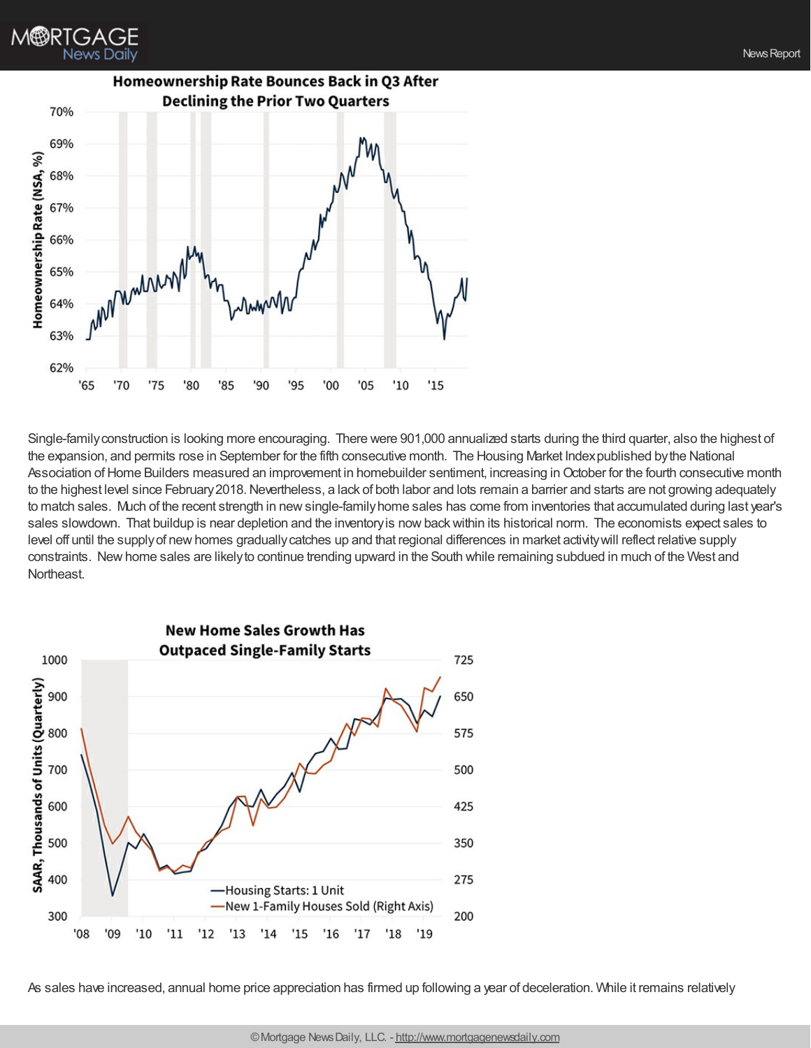**Homeownership Rate Bounces Back in Q3 After Declining the Prior Two Quarters**

Single-family construction is looking more encouraging. There were 901,000 annualized starts during the third quarter, also the highest of the expansion, and permits rose in September for the fifth consecutive month. The Housing Market Index published by the National Association of Home Builders measured an improvement in homebuilder sentiment, increasing in October for the fourth consecutive month to the highest level since February 2018. Nevertheless, a lack of both labor and lots remain a barrier and starts are not growing adequately to match sales. Much of the recent strength in new single-family home sales has come from inventories that accumulated during last year's sales slowdown. That buildup is near depletion and the inventory is now back within its historical norm. The economists expect sales to level off until the supply of new homes gradually catches up and that regional differences in market activity will reflect relative supply constraints. New home sales are likely to continue trending upward in the South while remaining subdued in much of the West and Northeast.

**New Home Sales Growth Has Outpaced Single-Family Starts**

As sales have increased, annual home price appreciation has firmed up following a year of deceleration. While it remains relatively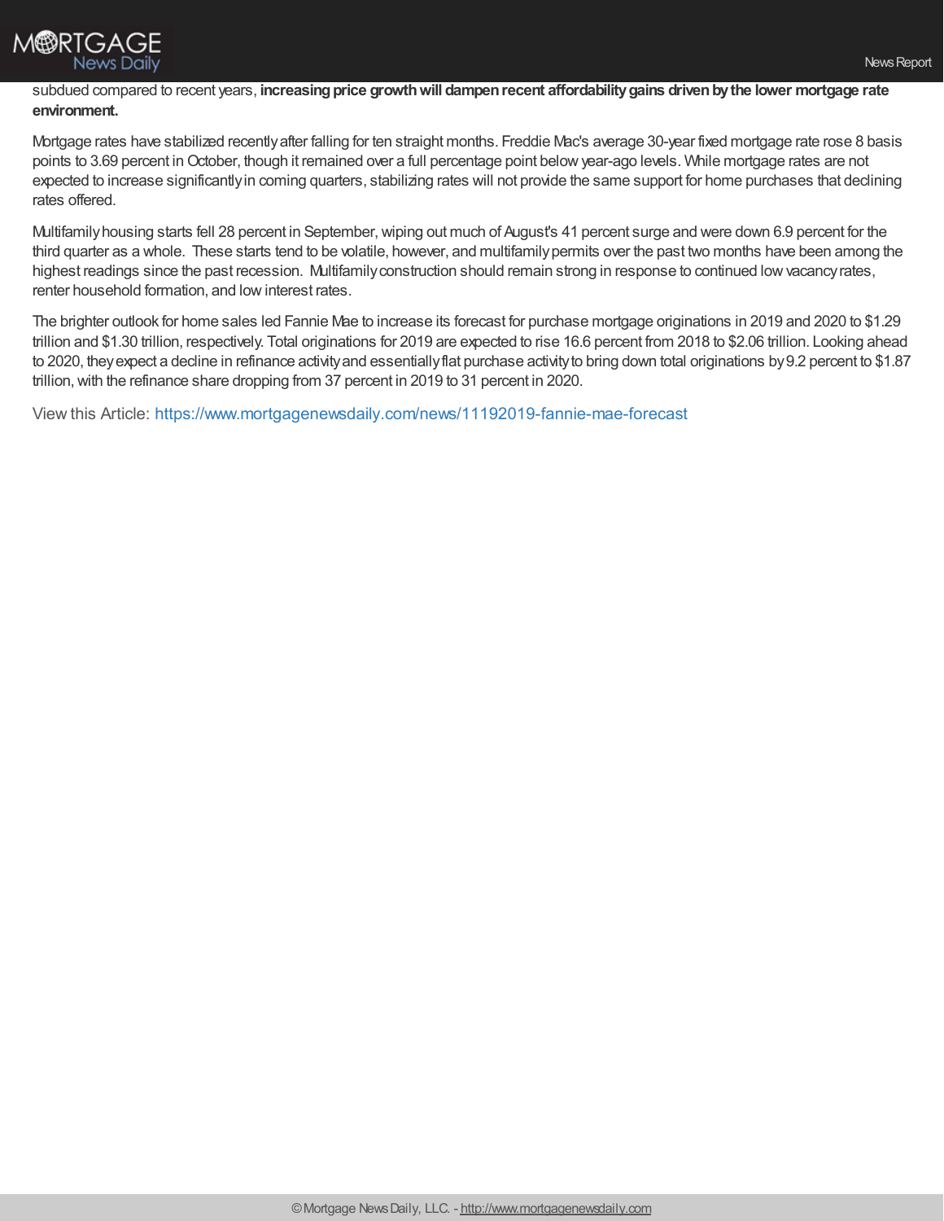subdued compared to recent years, **increasing price growth will dampen recent affordability gains driven by the lower mortgage rate environment.**

Mortgage rates have stabilized recently after falling for ten straight months. Freddie Mac's average 30-year fixed mortgage rate rose 8 basis points to 3.69 percent in October, though it remained over a full percentage point below year-ago levels. While mortgage rates are not expected to increase significantly in coming quarters, stabilizing rates will not provide the same support for home purchases that declining rates offered.

Multifamily housing starts fell 28 percent in September, wiping out much of August's 41 percent surge and were down 6.9 percent for the third quarter as a whole. These starts tend to be volatile, however, and multifamily permits over the past two months have been among the highest readings since the past recession. Multifamily construction should remain strong in response to continued low vacancy rates, renter household formation, and low interest rates.

The brighter outlook for home sales led Fannie Mae to increase its forecast for purchase mortgage originations in 2019 and 2020 to $1.29 trillion and $1.30 trillion, respectively. Total originations for 2019 are expected to rise 16.6 percent from 2018 to $2.06 trillion. Looking ahead to 2020, they expect a decline in refinance activity and essentially flat purchase activity to bring down total originations by 9.2 percent to $1.87 trillion, with the refinance share dropping from 37 percent in 2019 to 31 percent in 2020.

View this Article: https://www.mortgagenewsdaily.com/news/11192019-fannie-mae-forecast